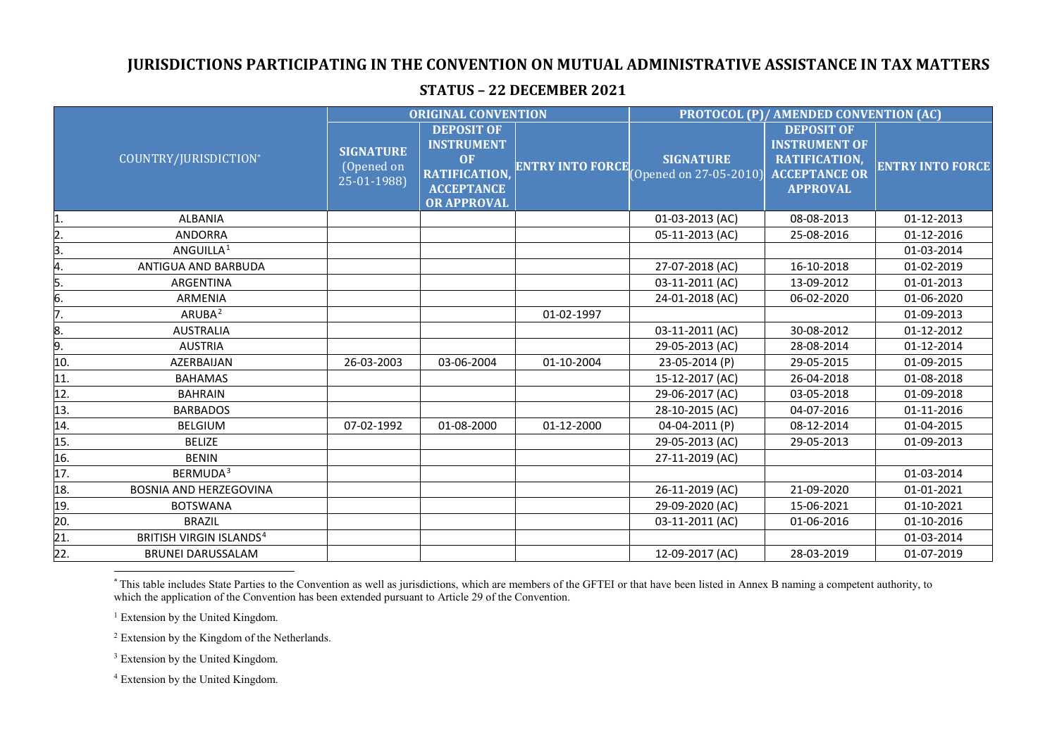# JURISDICTIONS PARTICIPATING IN THE CONVENTION ON MUTUAL ADMINISTRATIVE ASSISTANCE IN TAX MATTERS

## STATUS – 22 DECEMBER 2021

| COUNTRY/JURISDICTION* | ORIGINAL CONVENTION | | | PROTOCOL (P)/ AMENDED CONVENTION (AC) | | |
|---|---|---|---|---|---|---|
| | SIGNATURE (Opened on 25-01-1988) | DEPOSIT OF INSTRUMENT OF RATIFICATION, ACCEPTANCE OR APPROVAL | ENTRY INTO FORCE | SIGNATURE (Opened on 27-05-2010) | DEPOSIT OF INSTRUMENT OF RATIFICATION, ACCEPTANCE OR APPROVAL | ENTRY INTO FORCE |
| 1. ALBANIA | | | | 01-03-2013 (AC) | 08-08-2013 | 01-12-2013 |
| 2. ANDORRA | | | | 05-11-2013 (AC) | 25-08-2016 | 01-12-2016 |
| 3. ANGUILLA[1] | | | | | | 01-03-2014 |
| 4. ANTIGUA AND BARBUDA | | | | 27-07-2018 (AC) | 16-10-2018 | 01-02-2019 |
| 5. ARGENTINA | | | | 03-11-2011 (AC) | 13-09-2012 | 01-01-2013 |
| 6. ARMENIA | | | | 24-01-2018 (AC) | 06-02-2020 | 01-06-2020 |
| 7. ARUBA[2] | | | 01-02-1997 | | | 01-09-2013 |
| 8. AUSTRALIA | | | | 03-11-2011 (AC) | 30-08-2012 | 01-12-2012 |
| 9. AUSTRIA | | | | 29-05-2013 (AC) | 28-08-2014 | 01-12-2014 |
| 10. AZERBAIJAN | 26-03-2003 | 03-06-2004 | 01-10-2004 | 23-05-2014 (P) | 29-05-2015 | 01-09-2015 |
| 11. BAHAMAS | | | | 15-12-2017 (AC) | 26-04-2018 | 01-08-2018 |
| 12. BAHRAIN | | | | 29-06-2017 (AC) | 03-05-2018 | 01-09-2018 |
| 13. BARBADOS | | | | 28-10-2015 (AC) | 04-07-2016 | 01-11-2016 |
| 14. BELGIUM | 07-02-1992 | 01-08-2000 | 01-12-2000 | 04-04-2011 (P) | 08-12-2014 | 01-04-2015 |
| 15. BELIZE | | | | 29-05-2013 (AC) | 29-05-2013 | 01-09-2013 |
| 16. BENIN | | | | 27-11-2019 (AC) | | |
| 17. BERMUDA[3] | | | | | | 01-03-2014 |
| 18. BOSNIA AND HERZEGOVINA | | | | 26-11-2019 (AC) | 21-09-2020 | 01-01-2021 |
| 19. BOTSWANA | | | | 29-09-2020 (AC) | 15-06-2021 | 01-10-2021 |
| 20. BRAZIL | | | | 03-11-2011 (AC) | 01-06-2016 | 01-10-2016 |
| 21. BRITISH VIRGIN ISLANDS[4] | | | | | | 01-03-2014 |
| 22. BRUNEI DARUSSALAM | | | | 12-09-2017 (AC) | 28-03-2019 | 01-07-2019 |

* This table includes State Parties to the Convention as well as jurisdictions, which are members of the GFTEI or that have been listed in Annex B naming a competent authority, to which the application of the Convention has been extended pursuant to Article 29 of the Convention.

[1] Extension by the United Kingdom.

[2] Extension by the Kingdom of the Netherlands.

[3] Extension by the United Kingdom.

[4] Extension by the United Kingdom.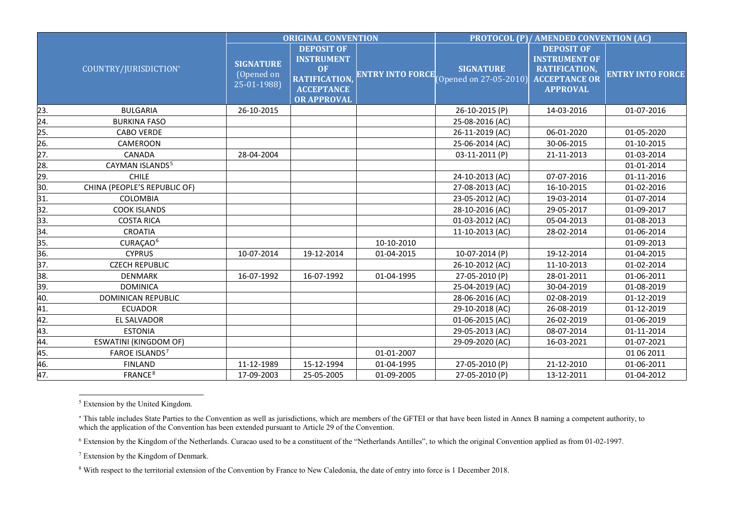| | COUNTRY/JURISDICTION* | ORIGINAL CONVENTION | | | PROTOCOL (P)/ AMENDED CONVENTION (AC) | | |
|---|---|---|---|---|---|---|---|
| | | SIGNATURE (Opened on 25-01-1988) | DEPOSIT OF INSTRUMENT OF RATIFICATION, ACCEPTANCE OR APPROVAL | ENTRY INTO FORCE | SIGNATURE (Opened on 27-05-2010) | DEPOSIT OF INSTRUMENT OF RATIFICATION, ACCEPTANCE OR APPROVAL | ENTRY INTO FORCE |
| 23. | BULGARIA | 26-10-2015 | | | 26-10-2015 (P) | 14-03-2016 | 01-07-2016 |
| 24. | BURKINA FASO | | | | 25-08-2016 (AC) | | |
| 25. | CABO VERDE | | | | 26-11-2019 (AC) | 06-01-2020 | 01-05-2020 |
| 26. | CAMEROON | | | | 25-06-2014 (AC) | 30-06-2015 | 01-10-2015 |
| 27. | CANADA | 28-04-2004 | | | 03-11-2011 (P) | 21-11-2013 | 01-03-2014 |
| 28. | CAYMAN ISLANDS[5] | | | | | | 01-01-2014 |
| 29. | CHILE | | | | 24-10-2013 (AC) | 07-07-2016 | 01-11-2016 |
| 30. | CHINA (PEOPLE'S REPUBLIC OF) | | | | 27-08-2013 (AC) | 16-10-2015 | 01-02-2016 |
| 31. | COLOMBIA | | | | 23-05-2012 (AC) | 19-03-2014 | 01-07-2014 |
| 32. | COOK ISLANDS | | | | 28-10-2016 (AC) | 29-05-2017 | 01-09-2017 |
| 33. | COSTA RICA | | | | 01-03-2012 (AC) | 05-04-2013 | 01-08-2013 |
| 34. | CROATIA | | | | 11-10-2013 (AC) | 28-02-2014 | 01-06-2014 |
| 35. | CURAÇAO[6] | | | 10-10-2010 | | | 01-09-2013 |
| 36. | CYPRUS | 10-07-2014 | 19-12-2014 | 01-04-2015 | 10-07-2014 (P) | 19-12-2014 | 01-04-2015 |
| 37. | CZECH REPUBLIC | | | | 26-10-2012 (AC) | 11-10-2013 | 01-02-2014 |
| 38. | DENMARK | 16-07-1992 | 16-07-1992 | 01-04-1995 | 27-05-2010 (P) | 28-01-2011 | 01-06-2011 |
| 39. | DOMINICA | | | | 25-04-2019 (AC) | 30-04-2019 | 01-08-2019 |
| 40. | DOMINICAN REPUBLIC | | | | 28-06-2016 (AC) | 02-08-2019 | 01-12-2019 |
| 41. | ECUADOR | | | | 29-10-2018 (AC) | 26-08-2019 | 01-12-2019 |
| 42. | EL SALVADOR | | | | 01-06-2015 (AC) | 26-02-2019 | 01-06-2019 |
| 43. | ESTONIA | | | | 29-05-2013 (AC) | 08-07-2014 | 01-11-2014 |
| 44. | ESWATINI (KINGDOM OF) | | | | 29-09-2020 (AC) | 16-03-2021 | 01-07-2021 |
| 45. | FAROE ISLANDS[7] | | | 01-01-2007 | | | 01 06 2011 |
| 46. | FINLAND | 11-12-1989 | 15-12-1994 | 01-04-1995 | 27-05-2010 (P) | 21-12-2010 | 01-06-2011 |
| 47. | FRANCE[8] | 17-09-2003 | 25-05-2005 | 01-09-2005 | 27-05-2010 (P) | 13-12-2011 | 01-04-2012 |

[5] Extension by the United Kingdom.

* This table includes State Parties to the Convention as well as jurisdictions, which are members of the GFTEI or that have been listed in Annex B naming a competent authority, to which the application of the Convention has been extended pursuant to Article 29 of the Convention.

[6] Extension by the Kingdom of the Netherlands. Curacao used to be a constituent of the "Netherlands Antilles", to which the original Convention applied as from 01-02-1997.

[7] Extension by the Kingdom of Denmark.

[8] With respect to the territorial extension of the Convention by France to New Caledonia, the date of entry into force is 1 December 2018.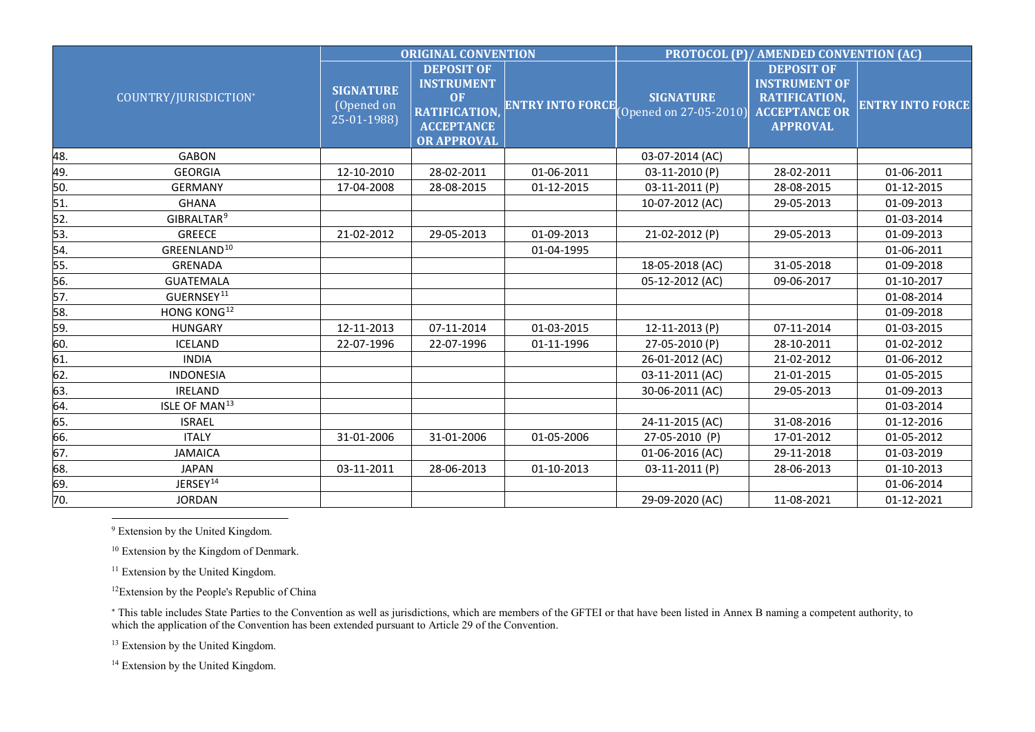| COUNTRY/JURISDICTION[*] | | ORIGINAL CONVENTION | | | PROTOCOL (P)/ AMENDED CONVENTION (AC) | | |
|---|---|---|---|---|---|---|---|
| | | SIGNATURE (Opened on 25-01-1988) | DEPOSIT OF INSTRUMENT OF RATIFICATION, ACCEPTANCE OR APPROVAL | ENTRY INTO FORCE | SIGNATURE (Opened on 27-05-2010) | DEPOSIT OF INSTRUMENT OF RATIFICATION, ACCEPTANCE OR APPROVAL | ENTRY INTO FORCE |
| 48. | GABON | | | | 03-07-2014 (AC) | | |
| 49. | GEORGIA | 12-10-2010 | 28-02-2011 | 01-06-2011 | 03-11-2010 (P) | 28-02-2011 | 01-06-2011 |
| 50. | GERMANY | 17-04-2008 | 28-08-2015 | 01-12-2015 | 03-11-2011 (P) | 28-08-2015 | 01-12-2015 |
| 51. | GHANA | | | | 10-07-2012 (AC) | 29-05-2013 | 01-09-2013 |
| 52. | GIBRALTAR[9] | | | | | | 01-03-2014 |
| 53. | GREECE | 21-02-2012 | 29-05-2013 | 01-09-2013 | 21-02-2012 (P) | 29-05-2013 | 01-09-2013 |
| 54. | GREENLAND[10] | | | 01-04-1995 | | | 01-06-2011 |
| 55. | GRENADA | | | | 18-05-2018 (AC) | 31-05-2018 | 01-09-2018 |
| 56. | GUATEMALA | | | | 05-12-2012 (AC) | 09-06-2017 | 01-10-2017 |
| 57. | GUERNSEY[11] | | | | | | 01-08-2014 |
| 58. | HONG KONG[12] | | | | | | 01-09-2018 |
| 59. | HUNGARY | 12-11-2013 | 07-11-2014 | 01-03-2015 | 12-11-2013 (P) | 07-11-2014 | 01-03-2015 |
| 60. | ICELAND | 22-07-1996 | 22-07-1996 | 01-11-1996 | 27-05-2010 (P) | 28-10-2011 | 01-02-2012 |
| 61. | INDIA | | | | 26-01-2012 (AC) | 21-02-2012 | 01-06-2012 |
| 62. | INDONESIA | | | | 03-11-2011 (AC) | 21-01-2015 | 01-05-2015 |
| 63. | IRELAND | | | | 30-06-2011 (AC) | 29-05-2013 | 01-09-2013 |
| 64. | ISLE OF MAN[13] | | | | | | 01-03-2014 |
| 65. | ISRAEL | | | | 24-11-2015 (AC) | 31-08-2016 | 01-12-2016 |
| 66. | ITALY | 31-01-2006 | 31-01-2006 | 01-05-2006 | 27-05-2010 (P) | 17-01-2012 | 01-05-2012 |
| 67. | JAMAICA | | | | 01-06-2016 (AC) | 29-11-2018 | 01-03-2019 |
| 68. | JAPAN | 03-11-2011 | 28-06-2013 | 01-10-2013 | 03-11-2011 (P) | 28-06-2013 | 01-10-2013 |
| 69. | JERSEY[14] | | | | | | 01-06-2014 |
| 70. | JORDAN | | | | 29-09-2020 (AC) | 11-08-2021 | 01-12-2021 |

[9] Extension by the United Kingdom.

[10] Extension by the Kingdom of Denmark.

[11] Extension by the United Kingdom.

[12] Extension by the People's Republic of China

[*] This table includes State Parties to the Convention as well as jurisdictions, which are members of the GFTEI or that have been listed in Annex B naming a competent authority, to which the application of the Convention has been extended pursuant to Article 29 of the Convention.

[13] Extension by the United Kingdom.

[14] Extension by the United Kingdom.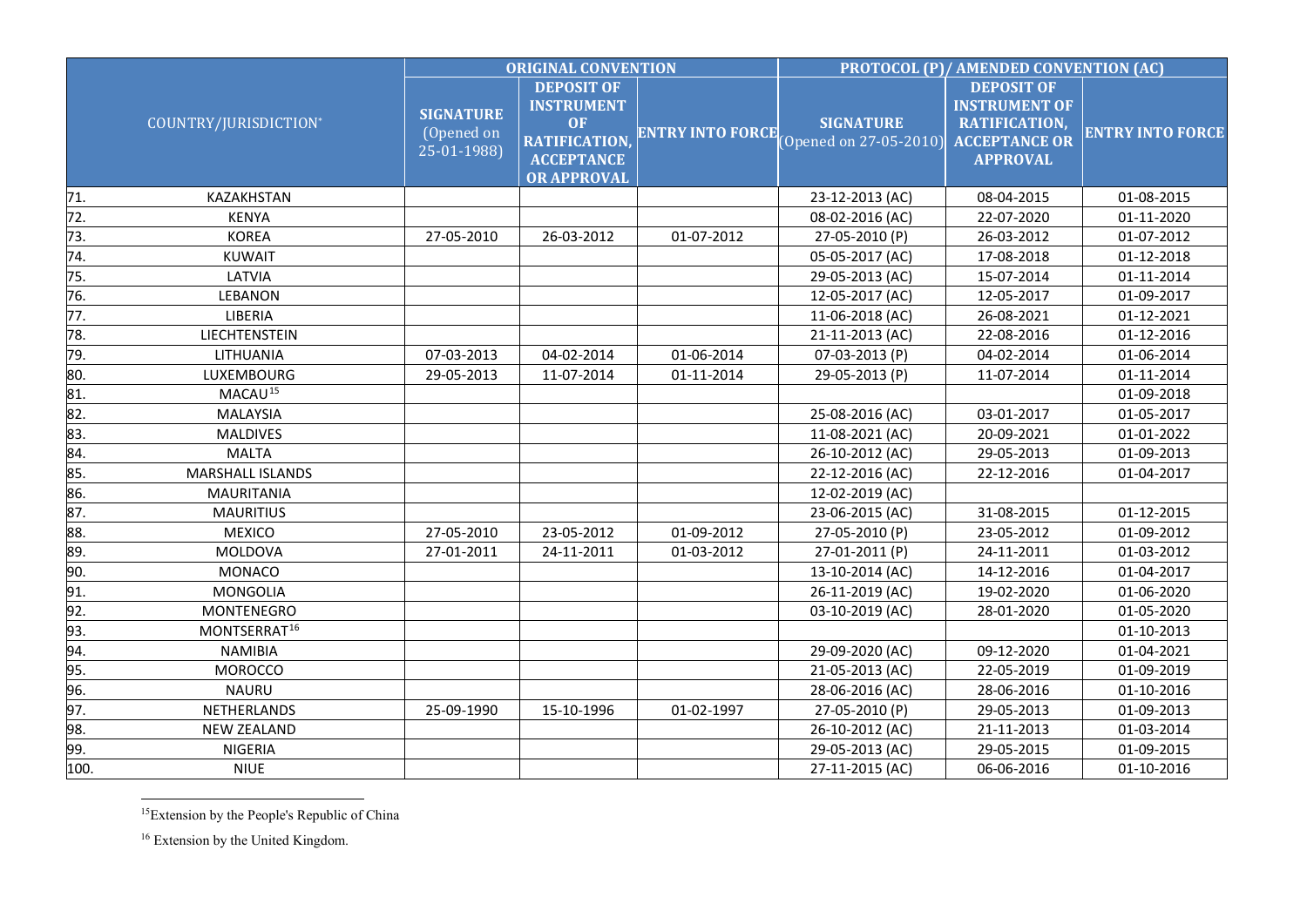| COUNTRY/JURISDICTION* | | ORIGINAL CONVENTION | | | PROTOCOL (P)/ AMENDED CONVENTION (AC) | | |
|---|---|---|---|---|---|---|---|
| | | SIGNATURE (Opened on 25-01-1988) | DEPOSIT OF INSTRUMENT OF RATIFICATION, ACCEPTANCE OR APPROVAL | ENTRY INTO FORCE | SIGNATURE (Opened on 27-05-2010) | DEPOSIT OF INSTRUMENT OF RATIFICATION, ACCEPTANCE OR APPROVAL | ENTRY INTO FORCE |
| 71. | KAZAKHSTAN | | | | 23-12-2013 (AC) | 08-04-2015 | 01-08-2015 |
| 72. | KENYA | | | | 08-02-2016 (AC) | 22-07-2020 | 01-11-2020 |
| 73. | KOREA | 27-05-2010 | 26-03-2012 | 01-07-2012 | 27-05-2010 (P) | 26-03-2012 | 01-07-2012 |
| 74. | KUWAIT | | | | 05-05-2017 (AC) | 17-08-2018 | 01-12-2018 |
| 75. | LATVIA | | | | 29-05-2013 (AC) | 15-07-2014 | 01-11-2014 |
| 76. | LEBANON | | | | 12-05-2017 (AC) | 12-05-2017 | 01-09-2017 |
| 77. | LIBERIA | | | | 11-06-2018 (AC) | 26-08-2021 | 01-12-2021 |
| 78. | LIECHTENSTEIN | | | | 21-11-2013 (AC) | 22-08-2016 | 01-12-2016 |
| 79. | LITHUANIA | 07-03-2013 | 04-02-2014 | 01-06-2014 | 07-03-2013 (P) | 04-02-2014 | 01-06-2014 |
| 80. | LUXEMBOURG | 29-05-2013 | 11-07-2014 | 01-11-2014 | 29-05-2013 (P) | 11-07-2014 | 01-11-2014 |
| 81. | MACAU[15] | | | | | | 01-09-2018 |
| 82. | MALAYSIA | | | | 25-08-2016 (AC) | 03-01-2017 | 01-05-2017 |
| 83. | MALDIVES | | | | 11-08-2021 (AC) | 20-09-2021 | 01-01-2022 |
| 84. | MALTA | | | | 26-10-2012 (AC) | 29-05-2013 | 01-09-2013 |
| 85. | MARSHALL ISLANDS | | | | 22-12-2016 (AC) | 22-12-2016 | 01-04-2017 |
| 86. | MAURITANIA | | | | 12-02-2019 (AC) | | |
| 87. | MAURITIUS | | | | 23-06-2015 (AC) | 31-08-2015 | 01-12-2015 |
| 88. | MEXICO | 27-05-2010 | 23-05-2012 | 01-09-2012 | 27-05-2010 (P) | 23-05-2012 | 01-09-2012 |
| 89. | MOLDOVA | 27-01-2011 | 24-11-2011 | 01-03-2012 | 27-01-2011 (P) | 24-11-2011 | 01-03-2012 |
| 90. | MONACO | | | | 13-10-2014 (AC) | 14-12-2016 | 01-04-2017 |
| 91. | MONGOLIA | | | | 26-11-2019 (AC) | 19-02-2020 | 01-06-2020 |
| 92. | MONTENEGRO | | | | 03-10-2019 (AC) | 28-01-2020 | 01-05-2020 |
| 93. | MONTSERRAT[16] | | | | | | 01-10-2013 |
| 94. | NAMIBIA | | | | 29-09-2020 (AC) | 09-12-2020 | 01-04-2021 |
| 95. | MOROCCO | | | | 21-05-2013 (AC) | 22-05-2019 | 01-09-2019 |
| 96. | NAURU | | | | 28-06-2016 (AC) | 28-06-2016 | 01-10-2016 |
| 97. | NETHERLANDS | 25-09-1990 | 15-10-1996 | 01-02-1997 | 27-05-2010 (P) | 29-05-2013 | 01-09-2013 |
| 98. | NEW ZEALAND | | | | 26-10-2012 (AC) | 21-11-2013 | 01-03-2014 |
| 99. | NIGERIA | | | | 29-05-2013 (AC) | 29-05-2015 | 01-09-2015 |
| 100. | NIUE | | | | 27-11-2015 (AC) | 06-06-2016 | 01-10-2016 |

[15] Extension by the People's Republic of China

[16] Extension by the United Kingdom.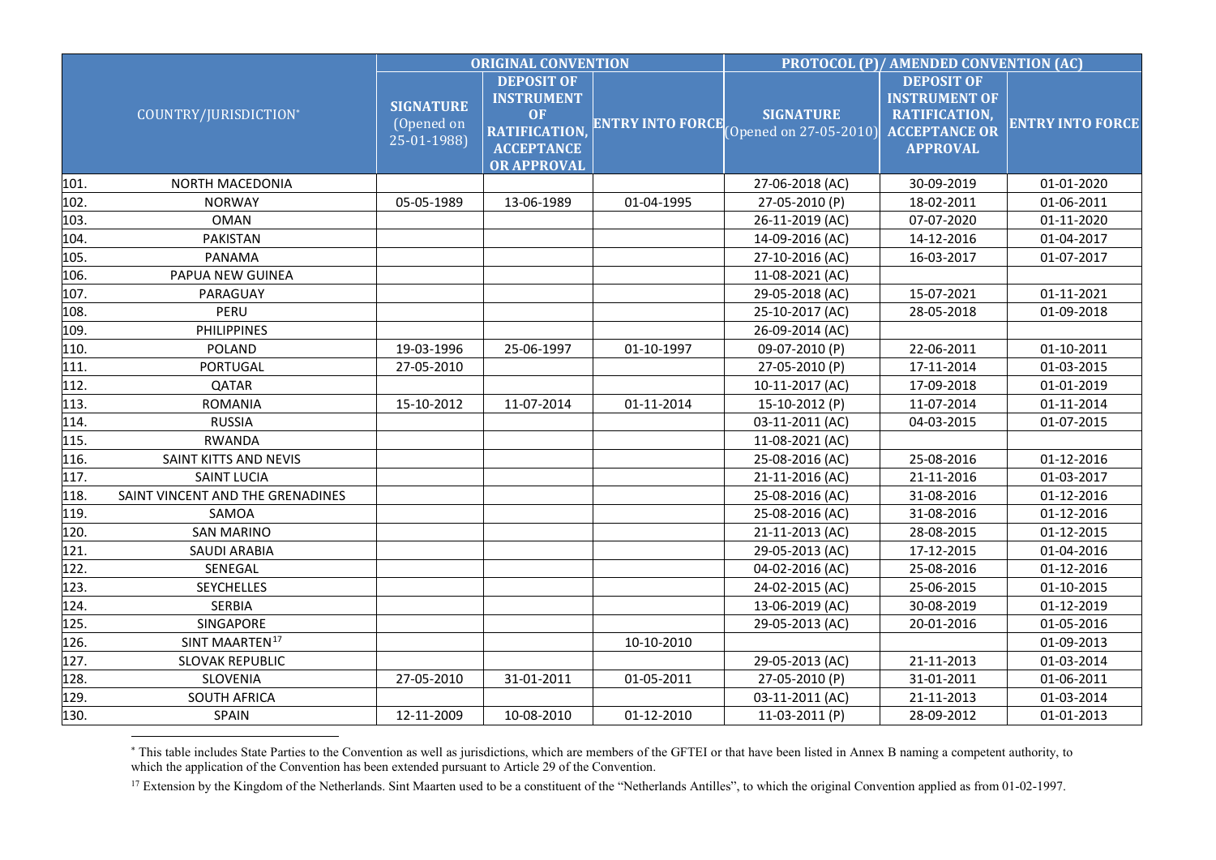| COUNTRY/JURISDICTION* | | ORIGINAL CONVENTION | | | PROTOCOL (P)/ AMENDED CONVENTION (AC) | | |
|---|---|---|---|---|---|---|---|
| | | SIGNATURE (Opened on 25-01-1988) | DEPOSIT OF INSTRUMENT OF RATIFICATION, ACCEPTANCE OR APPROVAL | ENTRY INTO FORCE | SIGNATURE (Opened on 27-05-2010) | DEPOSIT OF INSTRUMENT OF RATIFICATION, ACCEPTANCE OR APPROVAL | ENTRY INTO FORCE |
| 101. | NORTH MACEDONIA | | | | 27-06-2018 (AC) | 30-09-2019 | 01-01-2020 |
| 102. | NORWAY | 05-05-1989 | 13-06-1989 | 01-04-1995 | 27-05-2010 (P) | 18-02-2011 | 01-06-2011 |
| 103. | OMAN | | | | 26-11-2019 (AC) | 07-07-2020 | 01-11-2020 |
| 104. | PAKISTAN | | | | 14-09-2016 (AC) | 14-12-2016 | 01-04-2017 |
| 105. | PANAMA | | | | 27-10-2016 (AC) | 16-03-2017 | 01-07-2017 |
| 106. | PAPUA NEW GUINEA | | | | 11-08-2021 (AC) | | |
| 107. | PARAGUAY | | | | 29-05-2018 (AC) | 15-07-2021 | 01-11-2021 |
| 108. | PERU | | | | 25-10-2017 (AC) | 28-05-2018 | 01-09-2018 |
| 109. | PHILIPPINES | | | | 26-09-2014 (AC) | | |
| 110. | POLAND | 19-03-1996 | 25-06-1997 | 01-10-1997 | 09-07-2010 (P) | 22-06-2011 | 01-10-2011 |
| 111. | PORTUGAL | 27-05-2010 | | | 27-05-2010 (P) | 17-11-2014 | 01-03-2015 |
| 112. | QATAR | | | | 10-11-2017 (AC) | 17-09-2018 | 01-01-2019 |
| 113. | ROMANIA | 15-10-2012 | 11-07-2014 | 01-11-2014 | 15-10-2012 (P) | 11-07-2014 | 01-11-2014 |
| 114. | RUSSIA | | | | 03-11-2011 (AC) | 04-03-2015 | 01-07-2015 |
| 115. | RWANDA | | | | 11-08-2021 (AC) | | |
| 116. | SAINT KITTS AND NEVIS | | | | 25-08-2016 (AC) | 25-08-2016 | 01-12-2016 |
| 117. | SAINT LUCIA | | | | 21-11-2016 (AC) | 21-11-2016 | 01-03-2017 |
| 118. | SAINT VINCENT AND THE GRENADINES | | | | 25-08-2016 (AC) | 31-08-2016 | 01-12-2016 |
| 119. | SAMOA | | | | 25-08-2016 (AC) | 31-08-2016 | 01-12-2016 |
| 120. | SAN MARINO | | | | 21-11-2013 (AC) | 28-08-2015 | 01-12-2015 |
| 121. | SAUDI ARABIA | | | | 29-05-2013 (AC) | 17-12-2015 | 01-04-2016 |
| 122. | SENEGAL | | | | 04-02-2016 (AC) | 25-08-2016 | 01-12-2016 |
| 123. | SEYCHELLES | | | | 24-02-2015 (AC) | 25-06-2015 | 01-10-2015 |
| 124. | SERBIA | | | | 13-06-2019 (AC) | 30-08-2019 | 01-12-2019 |
| 125. | SINGAPORE | | | | 29-05-2013 (AC) | 20-01-2016 | 01-05-2016 |
| 126. | SINT MAARTEN[17] | | | 10-10-2010 | | | 01-09-2013 |
| 127. | SLOVAK REPUBLIC | | | | 29-05-2013 (AC) | 21-11-2013 | 01-03-2014 |
| 128. | SLOVENIA | 27-05-2010 | 31-01-2011 | 01-05-2011 | 27-05-2010 (P) | 31-01-2011 | 01-06-2011 |
| 129. | SOUTH AFRICA | | | | 03-11-2011 (AC) | 21-11-2013 | 01-03-2014 |
| 130. | SPAIN | 12-11-2009 | 10-08-2010 | 01-12-2010 | 11-03-2011 (P) | 28-09-2012 | 01-01-2013 |

* This table includes State Parties to the Convention as well as jurisdictions, which are members of the GFTEI or that have been listed in Annex B naming a competent authority, to which the application of the Convention has been extended pursuant to Article 29 of the Convention.

[17] Extension by the Kingdom of the Netherlands. Sint Maarten used to be a constituent of the "Netherlands Antilles", to which the original Convention applied as from 01-02-1997.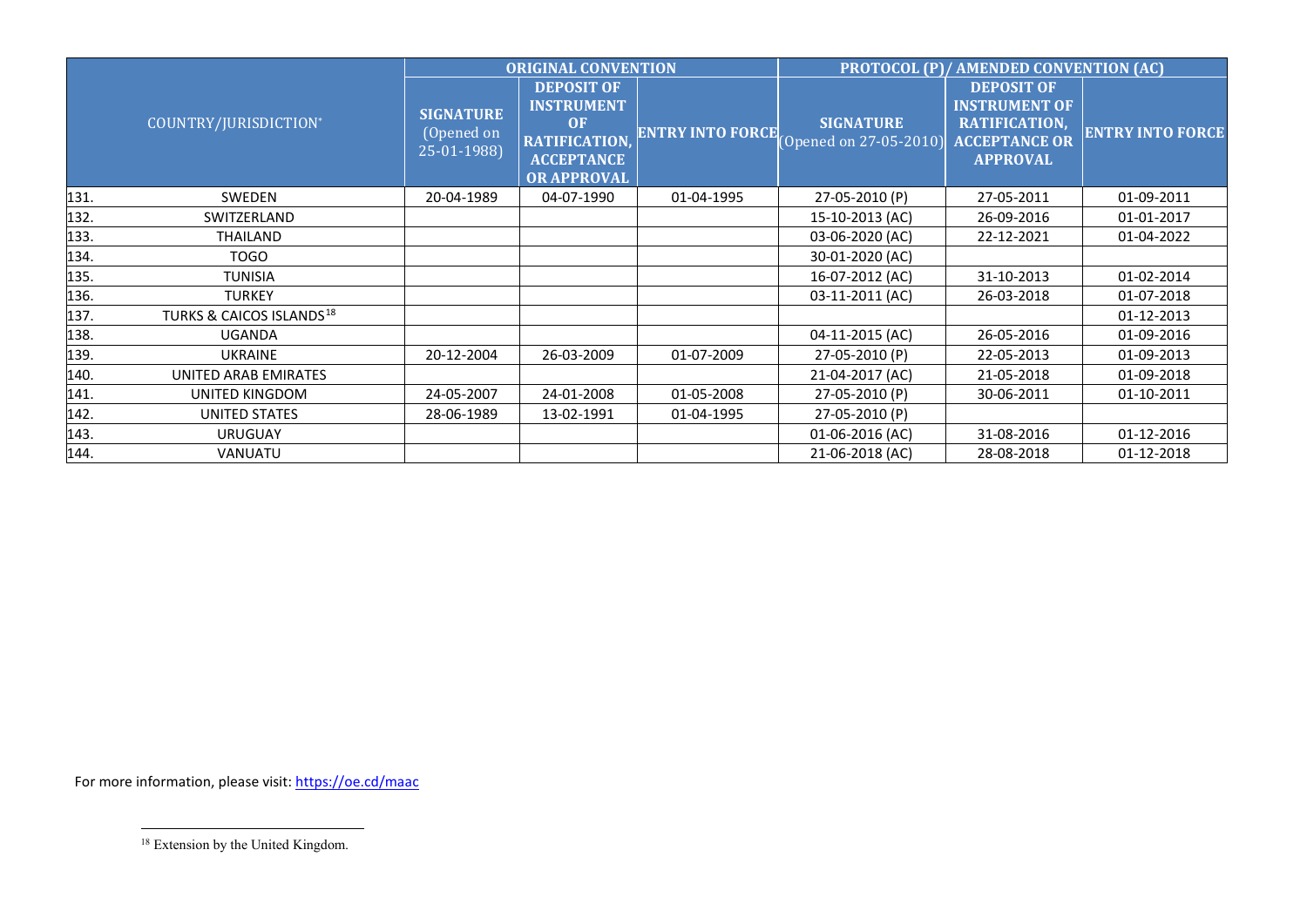| COUNTRY/JURISDICTION* | | ORIGINAL CONVENTION | | | PROTOCOL (P)/ AMENDED CONVENTION (AC) | | |
|---|---|---|---|---|---|---|---|
| | | SIGNATURE (Opened on 25-01-1988) | DEPOSIT OF INSTRUMENT OF RATIFICATION, ACCEPTANCE OR APPROVAL | ENTRY INTO FORCE | SIGNATURE (Opened on 27-05-2010) | DEPOSIT OF INSTRUMENT OF RATIFICATION, ACCEPTANCE OR APPROVAL | ENTRY INTO FORCE |
| 131. | SWEDEN | 20-04-1989 | 04-07-1990 | 01-04-1995 | 27-05-2010 (P) | 27-05-2011 | 01-09-2011 |
| 132. | SWITZERLAND | | | | 15-10-2013 (AC) | 26-09-2016 | 01-01-2017 |
| 133. | THAILAND | | | | 03-06-2020 (AC) | 22-12-2021 | 01-04-2022 |
| 134. | TOGO | | | | 30-01-2020 (AC) | | |
| 135. | TUNISIA | | | | 16-07-2012 (AC) | 31-10-2013 | 01-02-2014 |
| 136. | TURKEY | | | | 03-11-2011 (AC) | 26-03-2018 | 01-07-2018 |
| 137. | TURKS & CAICOS ISLANDS[18] | | | | | | 01-12-2013 |
| 138. | UGANDA | | | | 04-11-2015 (AC) | 26-05-2016 | 01-09-2016 |
| 139. | UKRAINE | 20-12-2004 | 26-03-2009 | 01-07-2009 | 27-05-2010 (P) | 22-05-2013 | 01-09-2013 |
| 140. | UNITED ARAB EMIRATES | | | | 21-04-2017 (AC) | 21-05-2018 | 01-09-2018 |
| 141. | UNITED KINGDOM | 24-05-2007 | 24-01-2008 | 01-05-2008 | 27-05-2010 (P) | 30-06-2011 | 01-10-2011 |
| 142. | UNITED STATES | 28-06-1989 | 13-02-1991 | 01-04-1995 | 27-05-2010 (P) | | |
| 143. | URUGUAY | | | | 01-06-2016 (AC) | 31-08-2016 | 01-12-2016 |
| 144. | VANUATU | | | | 21-06-2018 (AC) | 28-08-2018 | 01-12-2018 |

For more information, please visit: https://oe.cd/maac

[18] Extension by the United Kingdom.